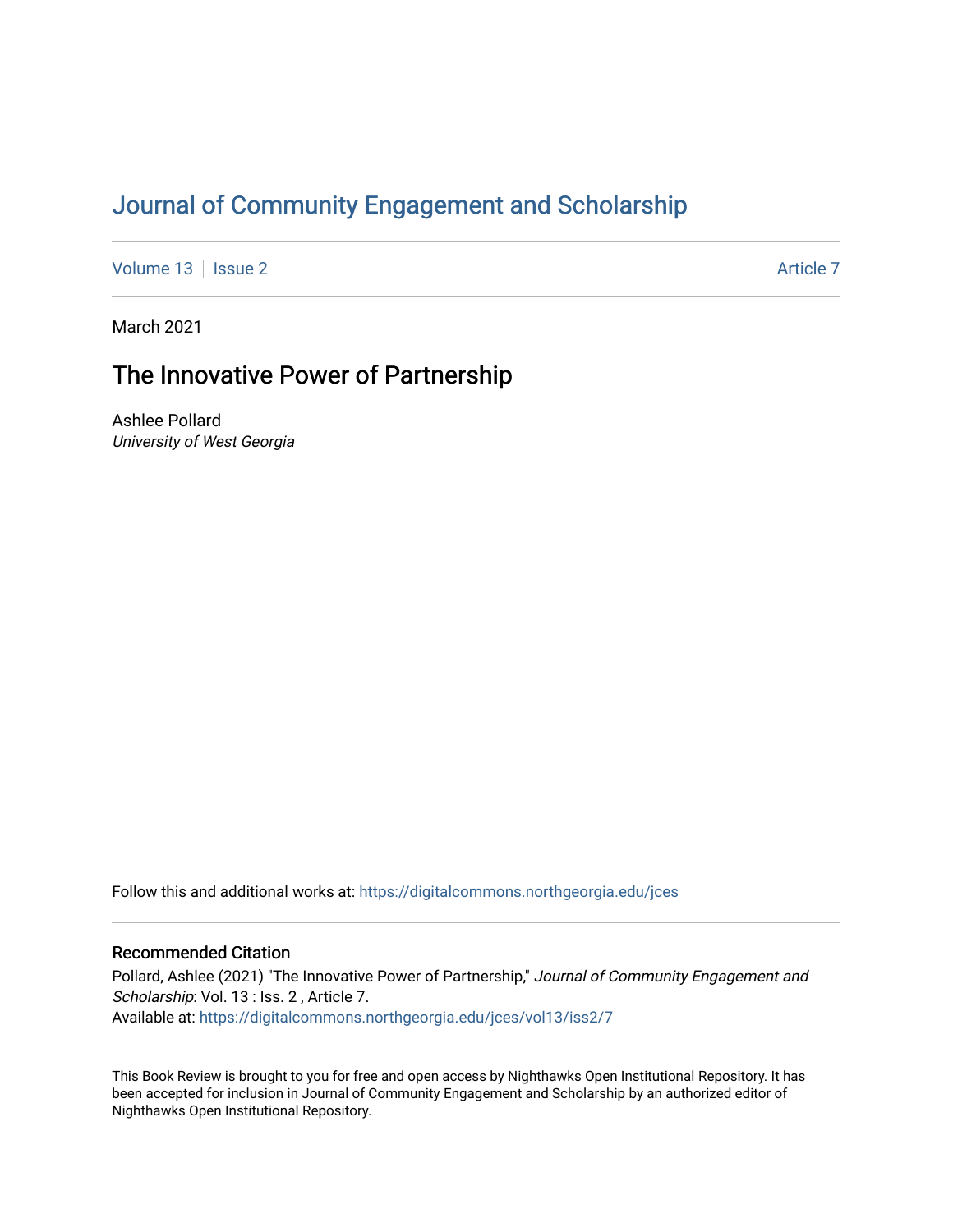# Journal of Community Engagement and Scholarship

Volume 13 | Issue 2 | Article 7

March 2021

## The Innovative Power of Partnership

Ashlee Pollard
*University of West Georgia*

Follow this and additional works at: https://digitalcommons.northgeorgia.edu/jces

### Recommended Citation

Pollard, Ashlee (2021) "The Innovative Power of Partnership," *Journal of Community Engagement and Scholarship*: Vol. 13 : Iss. 2 , Article 7.
Available at: https://digitalcommons.northgeorgia.edu/jces/vol13/iss2/7

This Book Review is brought to you for free and open access by Nighthawks Open Institutional Repository. It has been accepted for inclusion in Journal of Community Engagement and Scholarship by an authorized editor of Nighthawks Open Institutional Repository.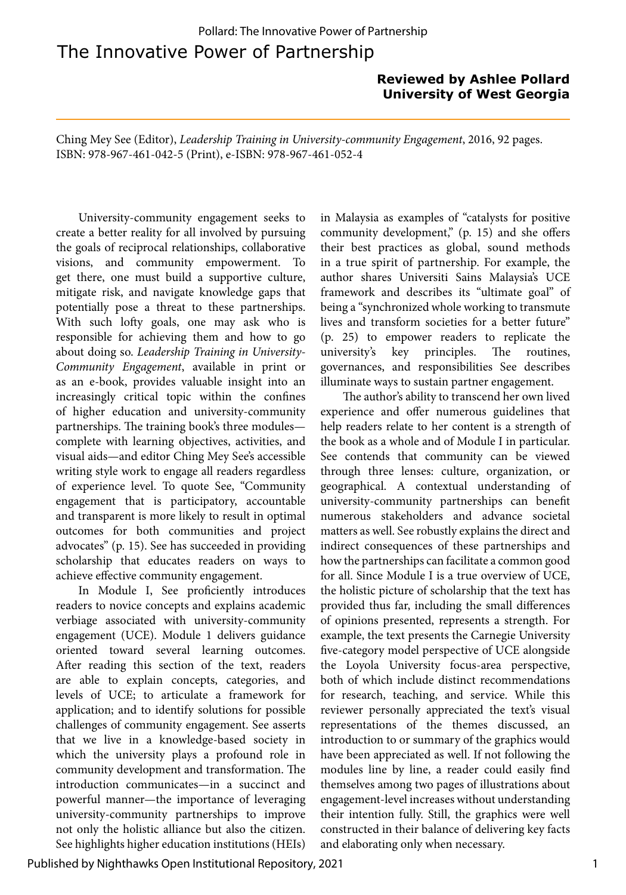# The Innovative Power of Partnership

**Reviewed by Ashlee Pollard**
**University of West Georgia**

Ching Mey See (Editor), *Leadership Training in University-community Engagement*, 2016, 92 pages. ISBN: 978-967-461-042-5 (Print), e-ISBN: 978-967-461-052-4

University-community engagement seeks to create a better reality for all involved by pursuing the goals of reciprocal relationships, collaborative visions, and community empowerment. To get there, one must build a supportive culture, mitigate risk, and navigate knowledge gaps that potentially pose a threat to these partnerships. With such lofty goals, one may ask who is responsible for achieving them and how to go about doing so. *Leadership Training in University-Community Engagement*, available in print or as an e-book, provides valuable insight into an increasingly critical topic within the confines of higher education and university-community partnerships. The training book's three modules—complete with learning objectives, activities, and visual aids—and editor Ching Mey See's accessible writing style work to engage all readers regardless of experience level. To quote See, "Community engagement that is participatory, accountable and transparent is more likely to result in optimal outcomes for both communities and project advocates" (p. 15). See has succeeded in providing scholarship that educates readers on ways to achieve effective community engagement.

In Module I, See proficiently introduces readers to novice concepts and explains academic verbiage associated with university-community engagement (UCE). Module 1 delivers guidance oriented toward several learning outcomes. After reading this section of the text, readers are able to explain concepts, categories, and levels of UCE; to articulate a framework for application; and to identify solutions for possible challenges of community engagement. See asserts that we live in a knowledge-based society in which the university plays a profound role in community development and transformation. The introduction communicates—in a succinct and powerful manner—the importance of leveraging university-community partnerships to improve not only the holistic alliance but also the citizen. See highlights higher education institutions (HEIs) in Malaysia as examples of "catalysts for positive community development," (p. 15) and she offers their best practices as global, sound methods in a true spirit of partnership. For example, the author shares Universiti Sains Malaysia's UCE framework and describes its "ultimate goal" of being a "synchronized whole working to transmute lives and transform societies for a better future" (p. 25) to empower readers to replicate the university's key principles. The routines, governances, and responsibilities See describes illuminate ways to sustain partner engagement.

The author's ability to transcend her own lived experience and offer numerous guidelines that help readers relate to her content is a strength of the book as a whole and of Module I in particular. See contends that community can be viewed through three lenses: culture, organization, or geographical. A contextual understanding of university-community partnerships can benefit numerous stakeholders and advance societal matters as well. See robustly explains the direct and indirect consequences of these partnerships and how the partnerships can facilitate a common good for all. Since Module I is a true overview of UCE, the holistic picture of scholarship that the text has provided thus far, including the small differences of opinions presented, represents a strength. For example, the text presents the Carnegie University five-category model perspective of UCE alongside the Loyola University focus-area perspective, both of which include distinct recommendations for research, teaching, and service. While this reviewer personally appreciated the text's visual representations of the themes discussed, an introduction to or summary of the graphics would have been appreciated as well. If not following the modules line by line, a reader could easily find themselves among two pages of illustrations about engagement-level increases without understanding their intention fully. Still, the graphics were well constructed in their balance of delivering key facts and elaborating only when necessary.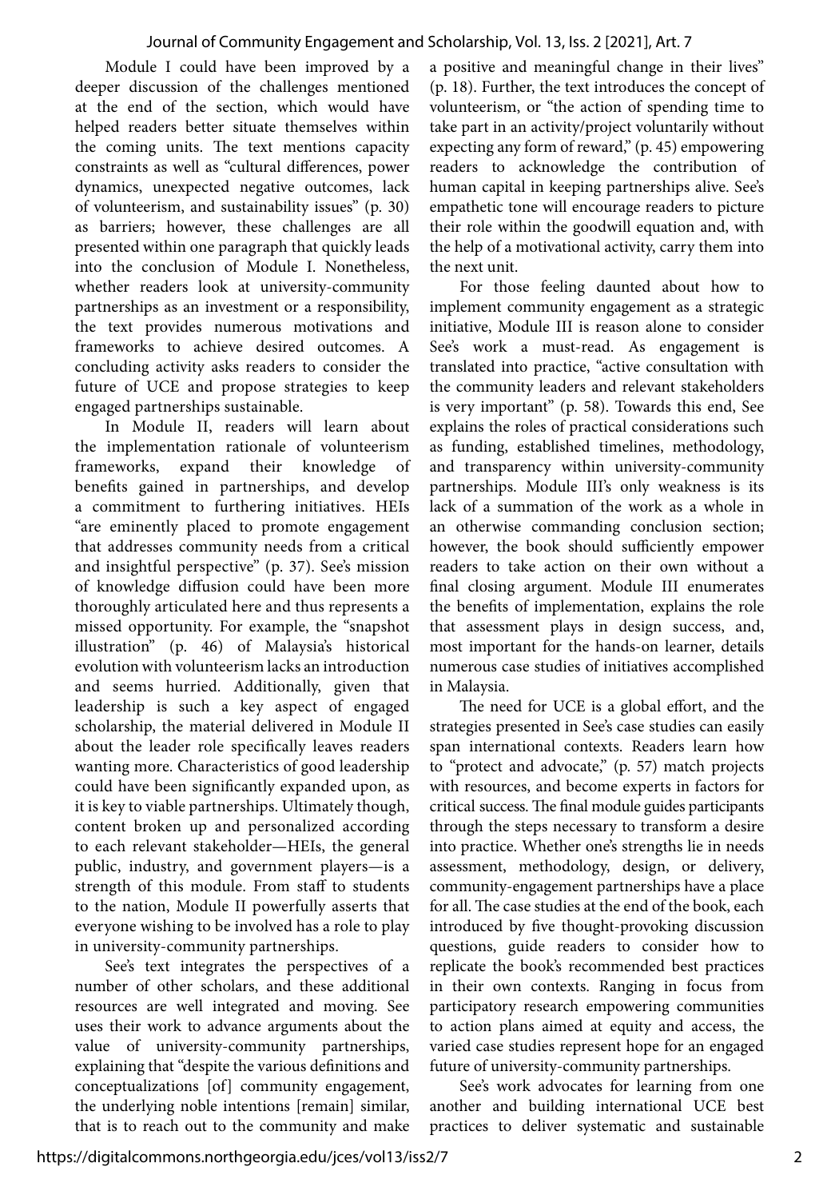Module I could have been improved by a deeper discussion of the challenges mentioned at the end of the section, which would have helped readers better situate themselves within the coming units. The text mentions capacity constraints as well as "cultural differences, power dynamics, unexpected negative outcomes, lack of volunteerism, and sustainability issues" (p. 30) as barriers; however, these challenges are all presented within one paragraph that quickly leads into the conclusion of Module I. Nonetheless, whether readers look at university-community partnerships as an investment or a responsibility, the text provides numerous motivations and frameworks to achieve desired outcomes. A concluding activity asks readers to consider the future of UCE and propose strategies to keep engaged partnerships sustainable.

In Module II, readers will learn about the implementation rationale of volunteerism frameworks, expand their knowledge of benefits gained in partnerships, and develop a commitment to furthering initiatives. HEIs "are eminently placed to promote engagement that addresses community needs from a critical and insightful perspective" (p. 37). See's mission of knowledge diffusion could have been more thoroughly articulated here and thus represents a missed opportunity. For example, the "snapshot illustration" (p. 46) of Malaysia's historical evolution with volunteerism lacks an introduction and seems hurried. Additionally, given that leadership is such a key aspect of engaged scholarship, the material delivered in Module II about the leader role specifically leaves readers wanting more. Characteristics of good leadership could have been significantly expanded upon, as it is key to viable partnerships. Ultimately though, content broken up and personalized according to each relevant stakeholder—HEIs, the general public, industry, and government players—is a strength of this module. From staff to students to the nation, Module II powerfully asserts that everyone wishing to be involved has a role to play in university-community partnerships.

See's text integrates the perspectives of a number of other scholars, and these additional resources are well integrated and moving. See uses their work to advance arguments about the value of university-community partnerships, explaining that "despite the various definitions and conceptualizations [of] community engagement, the underlying noble intentions [remain] similar, that is to reach out to the community and make a positive and meaningful change in their lives" (p. 18). Further, the text introduces the concept of volunteerism, or "the action of spending time to take part in an activity/project voluntarily without expecting any form of reward," (p. 45) empowering readers to acknowledge the contribution of human capital in keeping partnerships alive. See's empathetic tone will encourage readers to picture their role within the goodwill equation and, with the help of a motivational activity, carry them into the next unit.

For those feeling daunted about how to implement community engagement as a strategic initiative, Module III is reason alone to consider See's work a must-read. As engagement is translated into practice, "active consultation with the community leaders and relevant stakeholders is very important" (p. 58). Towards this end, See explains the roles of practical considerations such as funding, established timelines, methodology, and transparency within university-community partnerships. Module III's only weakness is its lack of a summation of the work as a whole in an otherwise commanding conclusion section; however, the book should sufficiently empower readers to take action on their own without a final closing argument. Module III enumerates the benefits of implementation, explains the role that assessment plays in design success, and, most important for the hands-on learner, details numerous case studies of initiatives accomplished in Malaysia.

The need for UCE is a global effort, and the strategies presented in See's case studies can easily span international contexts. Readers learn how to "protect and advocate," (p. 57) match projects with resources, and become experts in factors for critical success. The final module guides participants through the steps necessary to transform a desire into practice. Whether one's strengths lie in needs assessment, methodology, design, or delivery, community-engagement partnerships have a place for all. The case studies at the end of the book, each introduced by five thought-provoking discussion questions, guide readers to consider how to replicate the book's recommended best practices in their own contexts. Ranging in focus from participatory research empowering communities to action plans aimed at equity and access, the varied case studies represent hope for an engaged future of university-community partnerships.

See's work advocates for learning from one another and building international UCE best practices to deliver systematic and sustainable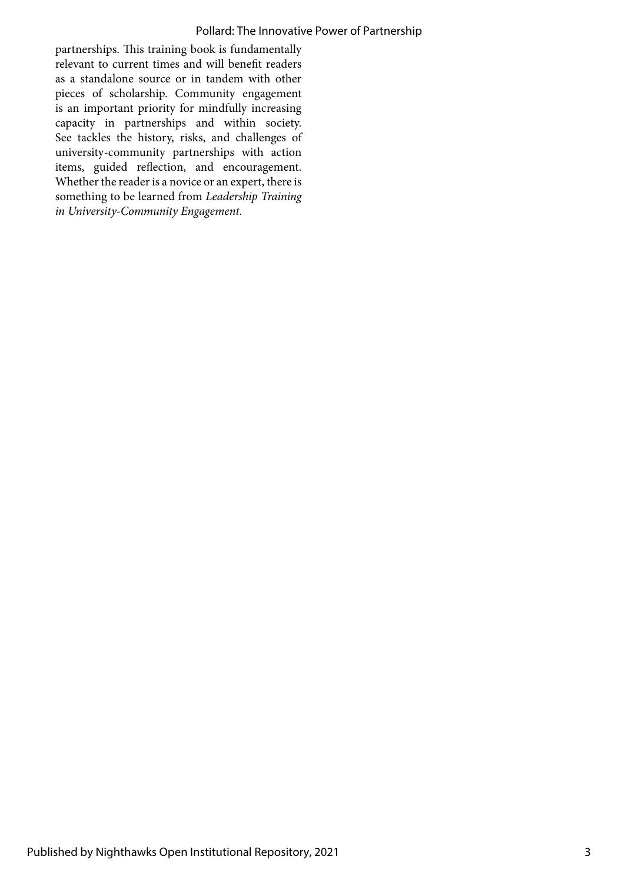partnerships. This training book is fundamentally relevant to current times and will benefit readers as a standalone source or in tandem with other pieces of scholarship. Community engagement is an important priority for mindfully increasing capacity in partnerships and within society. See tackles the history, risks, and challenges of university-community partnerships with action items, guided reflection, and encouragement. Whether the reader is a novice or an expert, there is something to be learned from *Leadership Training in University-Community Engagement*.